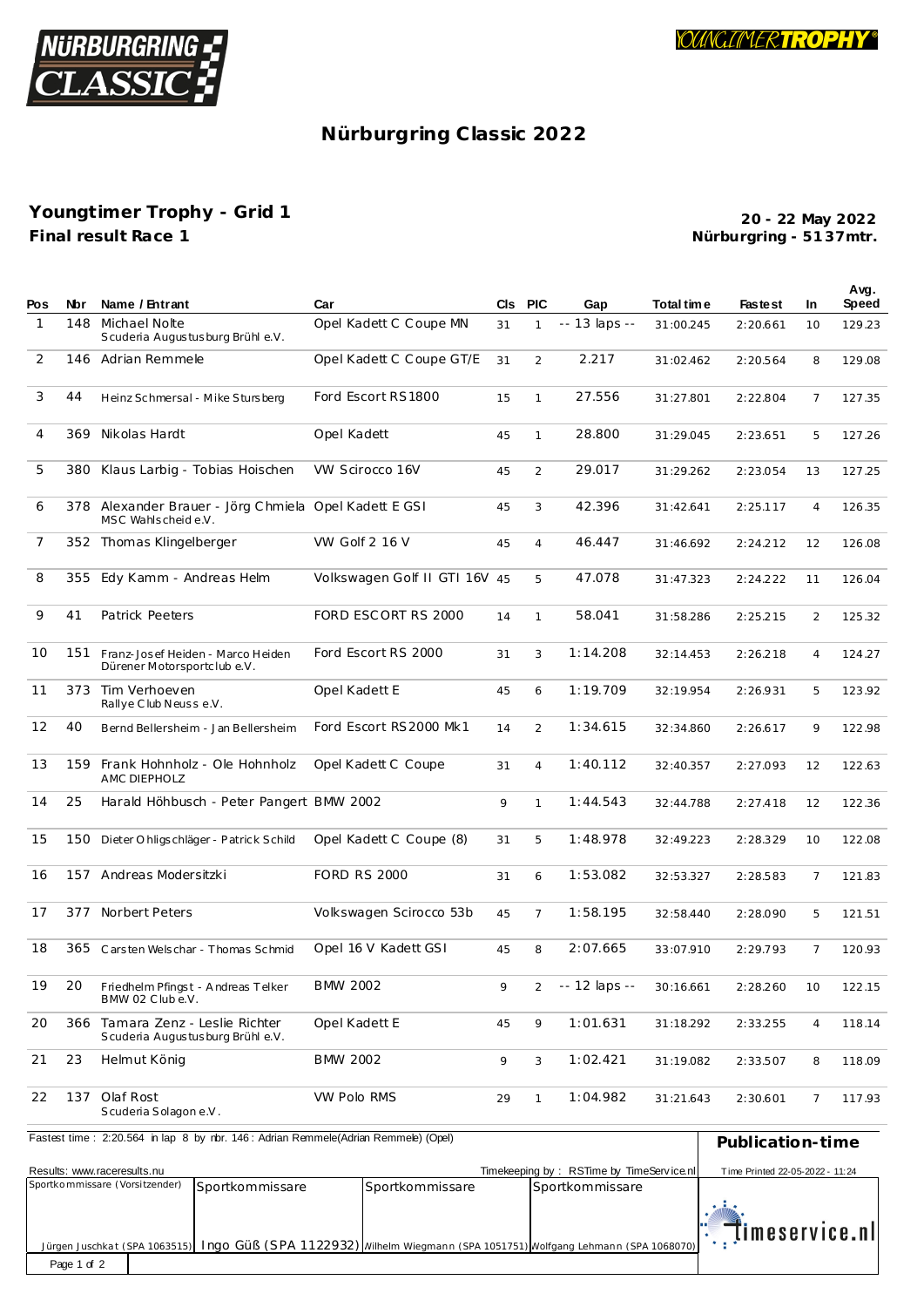# Nürburgring Classic 2022

## Youngtimer Trophy - Grid 1

**Final result Race 1**

**20 - 22 May 2022**
**Nürburgring - 5137mtr.**

| Pos | Nbr | Name / Entrant | Car | Cls | PIC | Gap | Total time | Fastest | In | Avg. Speed |
|---|---|---|---|---|---|---|---|---|---|---|
| 1 | 148 | Michael Nolte<br>Scuderia Augustusburg Brühl e.V. | Opel Kadett C Coupe MN | 31 | 1 | -- 13 laps -- | 31:00.245 | 2:20.661 | 10 | 129.23 |
| 2 | 146 | Adrian Remmele | Opel Kadett C Coupe GT/E | 31 | 2 | 2.217 | 31:02.462 | 2:20.564 | 8 | 129.08 |
| 3 | 44 | Heinz Schmersal - Mike Stursberg | Ford Escort RS1800 | 15 | 1 | 27.556 | 31:27.801 | 2:22.804 | 7 | 127.35 |
| 4 | 369 | Nikolas Hardt | Opel Kadett | 45 | 1 | 28.800 | 31:29.045 | 2:23.651 | 5 | 127.26 |
| 5 | 380 | Klaus Larbig - Tobias Hoischen | VW Scirocco 16V | 45 | 2 | 29.017 | 31:29.262 | 2:23.054 | 13 | 127.25 |
| 6 | 378 | Alexander Brauer - Jörg Chmiela<br>MSC Wahlscheid e.V. | Opel Kadett E GSI | 45 | 3 | 42.396 | 31:42.641 | 2:25.117 | 4 | 126.35 |
| 7 | 352 | Thomas Klingelberger | VW Golf 2 16 V | 45 | 4 | 46.447 | 31:46.692 | 2:24.212 | 12 | 126.08 |
| 8 | 355 | Edy Kamm - Andreas Helm | Volkswagen Golf II GTI 16V | 45 | 5 | 47.078 | 31:47.323 | 2:24.222 | 11 | 126.04 |
| 9 | 41 | Patrick Peeters | FORD ESCORT RS 2000 | 14 | 1 | 58.041 | 31:58.286 | 2:25.215 | 2 | 125.32 |
| 10 | 151 | Franz-Josef Heiden - Marco Heiden<br>Dürener Motorsportclub e.V. | Ford Escort RS 2000 | 31 | 3 | 1:14.208 | 32:14.453 | 2:26.218 | 4 | 124.27 |
| 11 | 373 | Tim Verhoeven<br>Rallye Club Neuss e.V. | Opel Kadett E | 45 | 6 | 1:19.709 | 32:19.954 | 2:26.931 | 5 | 123.92 |
| 12 | 40 | Bernd Bellersheim - Jan Bellersheim | Ford Escort RS2000 Mk1 | 14 | 2 | 1:34.615 | 32:34.860 | 2:26.617 | 9 | 122.98 |
| 13 | 159 | Frank Hohnholz - Ole Hohnholz<br>AMC DIEPHOLZ | Opel Kadett C Coupe | 31 | 4 | 1:40.112 | 32:40.357 | 2:27.093 | 12 | 122.63 |
| 14 | 25 | Harald Höhbusch - Peter Pangert | BMW 2002 | 9 | 1 | 1:44.543 | 32:44.788 | 2:27.418 | 12 | 122.36 |
| 15 | 150 | Dieter Ohligschläger - Patrick Schild | Opel Kadett C Coupe (8) | 31 | 5 | 1:48.978 | 32:49.223 | 2:28.329 | 10 | 122.08 |
| 16 | 157 | Andreas Modersitzki | FORD RS 2000 | 31 | 6 | 1:53.082 | 32:53.327 | 2:28.583 | 7 | 121.83 |
| 17 | 377 | Norbert Peters | Volkswagen Scirocco 53b | 45 | 7 | 1:58.195 | 32:58.440 | 2:28.090 | 5 | 121.51 |
| 18 | 365 | Carsten Welschar - Thomas Schmid | Opel 16 V Kadett GSI | 45 | 8 | 2:07.665 | 33:07.910 | 2:29.793 | 7 | 120.93 |
| 19 | 20 | Friedhelm Pfingst - Andreas Telker<br>BMW 02 Club e.V. | BMW 2002 | 9 | 2 | -- 12 laps -- | 30:16.661 | 2:28.260 | 10 | 122.15 |
| 20 | 366 | Tamara Zenz - Leslie Richter<br>Scuderia Augustusburg Brühl e.V. | Opel Kadett E | 45 | 9 | 1:01.631 | 31:18.292 | 2:33.255 | 4 | 118.14 |
| 21 | 23 | Helmut König | BMW 2002 | 9 | 3 | 1:02.421 | 31:19.082 | 2:33.507 | 8 | 118.09 |
| 22 | 137 | Olaf Rost<br>Scuderia Solagon e.V. | VW Polo RMS | 29 | 1 | 1:04.982 | 31:21.643 | 2:30.601 | 7 | 117.93 |

Fastest time : 2:20.564 in lap 8 by nbr. 146 : Adrian Remmele(Adrian Remmele) (Opel)

**Publication-time**

Results: www.raceresults.nu

Timekeeping by : RSTime by TimeService.nl

Time Printed 22-05-2022 - 11:24

| Sportkommissare (Vorsitzender) | Sportkommissare | Sportkommissare | Sportkommissare |
|---|---|---|---|
| Jürgen Juschkat (SPA 1063515) | Ingo Güß (SPA 1122932) | Wilhelm Wiegmann (SPA 1051751) | Wolfgang Lehmann (SPA 1068070) |

timeservice.nl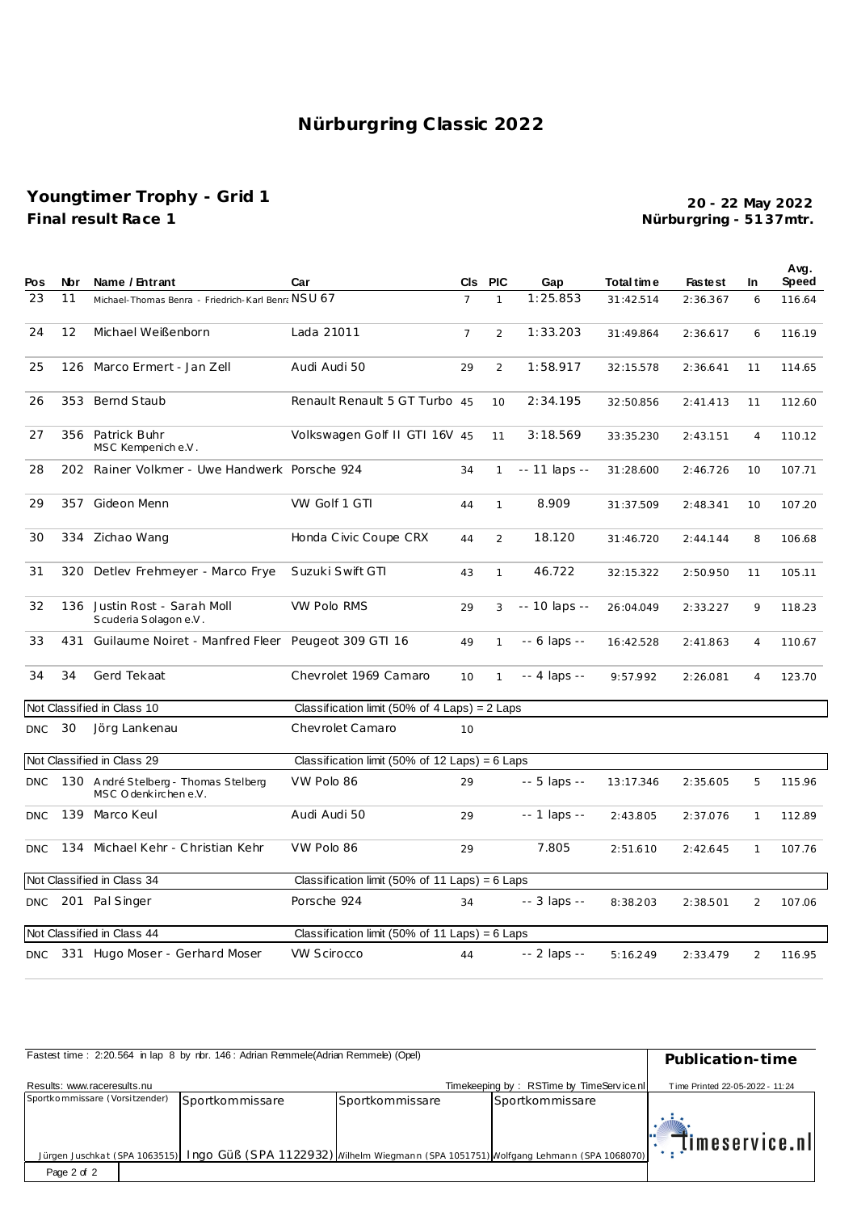# Nürburgring Classic 2022

## Youngtimer Trophy - Grid 1

**Final result Race 1**

**20 - 22 May 2022**
**Nürburgring - 5137mtr.**

| Pos | Nbr | Name / Entrant | Car | Cls | PIC | Gap | Total time | Fastest | In | Avg. Speed |
|---|---|---|---|---|---|---|---|---|---|---|
| 23 | 11 | Michael-Thomas Benra - Friedrich-Karl Benra | NSU 67 | 7 | 1 | 1:25.853 | 31:42.514 | 2:36.367 | 6 | 116.64 |
| 24 | 12 | Michael Weißenborn | Lada 21011 | 7 | 2 | 1:33.203 | 31:49.864 | 2:36.617 | 6 | 116.19 |
| 25 | 126 | Marco Ermert - Jan Zell | Audi Audi 50 | 29 | 2 | 1:58.917 | 32:15.578 | 2:36.641 | 11 | 114.65 |
| 26 | 353 | Bernd Staub | Renault Renault 5 GT Turbo | 45 | 10 | 2:34.195 | 32:50.856 | 2:41.413 | 11 | 112.60 |
| 27 | 356 | Patrick Buhr<br>MSC Kempenich e.V. | Volkswagen Golf II GTI 16V | 45 | 11 | 3:18.569 | 33:35.230 | 2:43.151 | 4 | 110.12 |
| 28 | 202 | Rainer Volkmer - Uwe Handwerk | Porsche 924 | 34 | 1 | -- 11 laps -- | 31:28.600 | 2:46.726 | 10 | 107.71 |
| 29 | 357 | Gideon Menn | VW Golf 1 GTI | 44 | 1 | 8.909 | 31:37.509 | 2:48.341 | 10 | 107.20 |
| 30 | 334 | Zichao Wang | Honda Civic Coupe CRX | 44 | 2 | 18.120 | 31:46.720 | 2:44.144 | 8 | 106.68 |
| 31 | 320 | Detlev Frehmeyer - Marco Frye | Suzuki Swift GTI | 43 | 1 | 46.722 | 32:15.322 | 2:50.950 | 11 | 105.11 |
| 32 | 136 | Justin Rost - Sarah Moll<br>Scuderia Solagon e.V. | VW Polo RMS | 29 | 3 | -- 10 laps -- | 26:04.049 | 2:33.227 | 9 | 118.23 |
| 33 | 431 | Guilaume Noiret - Manfred Fleer | Peugeot 309 GTI 16 | 49 | 1 | -- 6 laps -- | 16:42.528 | 2:41.863 | 4 | 110.67 |
| 34 | 34 | Gerd Tekaat | Chevrolet 1969 Camaro | 10 | 1 | -- 4 laps -- | 9:57.992 | 2:26.081 | 4 | 123.70 |
| Not Classified in Class 10 | | | Classification limit (50% of 4 Laps) = 2 Laps | | | | | | | |
| DNC | 30 | Jörg Lankenau | Chevrolet Camaro | 10 | | | | | | |
| Not Classified in Class 29 | | | Classification limit (50% of 12 Laps) = 6 Laps | | | | | | | |
| DNC | 130 | André Stelberg - Thomas Stelberg<br>MSC Odenkirchen e.V. | VW Polo 86 | 29 | | -- 5 laps -- | 13:17.346 | 2:35.605 | 5 | 115.96 |
| DNC | 139 | Marco Keul | Audi Audi 50 | 29 | | -- 1 laps -- | 2:43.805 | 2:37.076 | 1 | 112.89 |
| DNC | 134 | Michael Kehr - Christian Kehr | VW Polo 86 | 29 | | 7.805 | 2:51.610 | 2:42.645 | 1 | 107.76 |
| Not Classified in Class 34 | | | Classification limit (50% of 11 Laps) = 6 Laps | | | | | | | |
| DNC | 201 | Pal Singer | Porsche 924 | 34 | | -- 3 laps -- | 8:38.203 | 2:38.501 | 2 | 107.06 |
| Not Classified in Class 44 | | | Classification limit (50% of 11 Laps) = 6 Laps | | | | | | | |
| DNC | 331 | Hugo Moser - Gerhard Moser | VW Scirocco | 44 | | -- 2 laps -- | 5:16.249 | 2:33.479 | 2 | 116.95 |

Fastest time : 2:20.564 in lap 8 by nbr. 146 : Adrian Remmele(Adrian Remmele) (Opel)

**Publication-time**

Results: www.raceresults.nu

Timekeeping by : RSTime by TimeService.nl

Time Printed 22-05-2022 - 11:24

| Sportkommissare (Vorsitzender) | Sportkommissare | Sportkommissare | Sportkommissare |
|---|---|---|---|
| Jürgen Juschkat (SPA 1063515) | Ingo Güß (SPA 1122932) | Wilhelm Wiegmann (SPA 1051751) | Wolfgang Lehmann (SPA 1068070) |

timeservice.nl